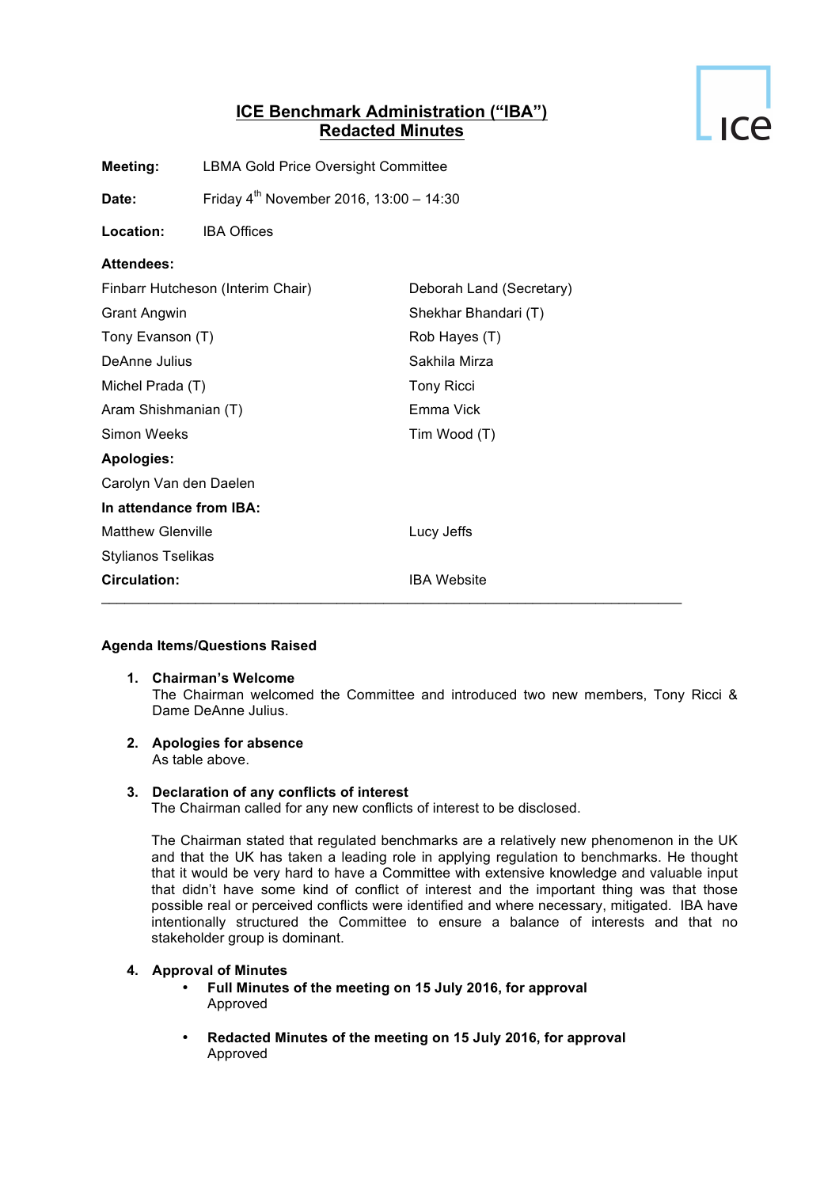# ICE Benchmark Administration ("IBA")
## Redacted Minutes

**Meeting:** LBMA Gold Price Oversight Committee

**Date:** Friday 4th November 2016, 13:00 – 14:30

**Location:** IBA Offices

**Attendees:**

Finbarr Hutcheson (Interim Chair)
Deborah Land (Secretary)
Grant Angwin
Shekhar Bhandari (T)
Tony Evanson (T)
Rob Hayes (T)
DeAnne Julius
Sakhila Mirza
Michel Prada (T)
Tony Ricci
Aram Shishmanian (T)
Emma Vick
Simon Weeks
Tim Wood (T)

**Apologies:**

Carolyn Van den Daelen

**In attendance from IBA:**

Matthew Glenville
Lucy Jeffs
Stylianos Tselikas

**Circulation:** IBA Website

---

**Agenda Items/Questions Raised**

1. **Chairman's Welcome**
   The Chairman welcomed the Committee and introduced two new members, Tony Ricci & Dame DeAnne Julius.

2. **Apologies for absence**
   As table above.

3. **Declaration of any conflicts of interest**
   The Chairman called for any new conflicts of interest to be disclosed.

   The Chairman stated that regulated benchmarks are a relatively new phenomenon in the UK and that the UK has taken a leading role in applying regulation to benchmarks. He thought that it would be very hard to have a Committee with extensive knowledge and valuable input that didn't have some kind of conflict of interest and the important thing was that those possible real or perceived conflicts were identified and where necessary, mitigated. IBA have intentionally structured the Committee to ensure a balance of interests and that no stakeholder group is dominant.

4. **Approval of Minutes**
   - **Full Minutes of the meeting on 15 July 2016, for approval**
     Approved

   - **Redacted Minutes of the meeting on 15 July 2016, for approval**
     Approved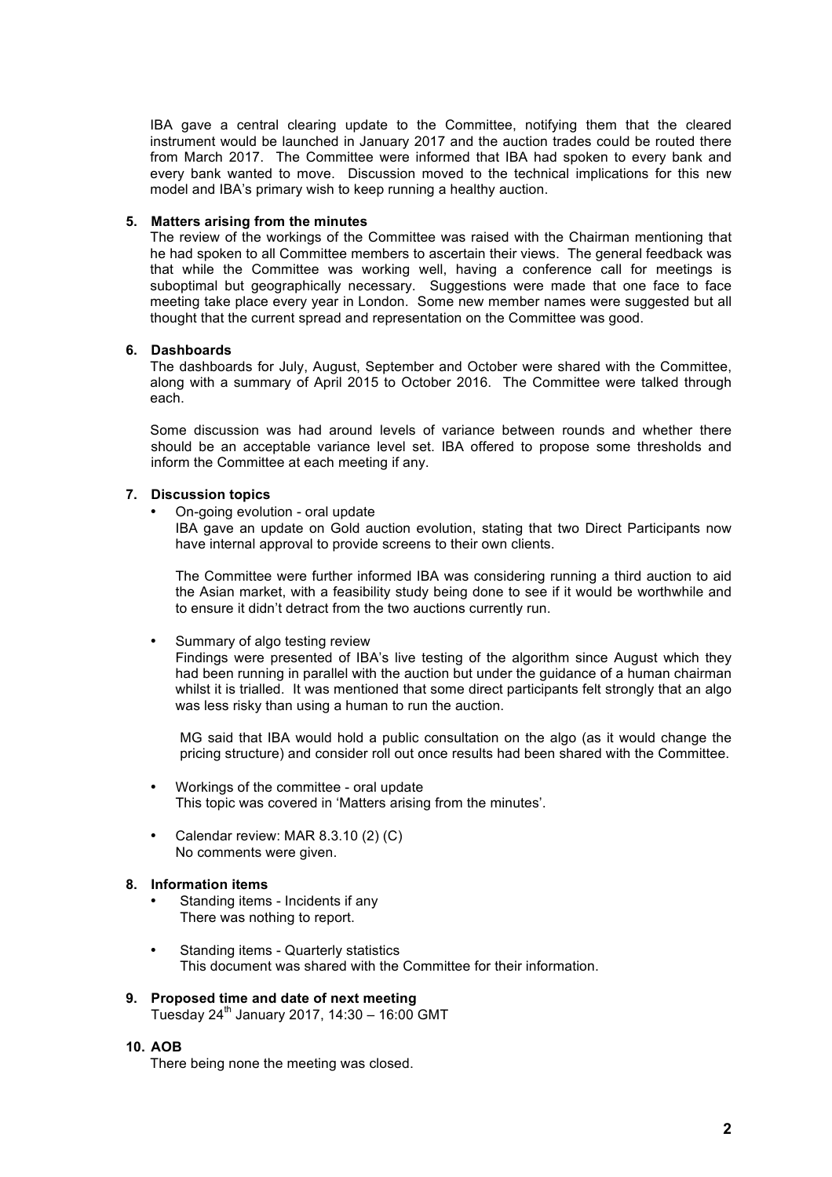IBA gave a central clearing update to the Committee, notifying them that the cleared instrument would be launched in January 2017 and the auction trades could be routed there from March 2017. The Committee were informed that IBA had spoken to every bank and every bank wanted to move. Discussion moved to the technical implications for this new model and IBA's primary wish to keep running a healthy auction.

**5. Matters arising from the minutes**

The review of the workings of the Committee was raised with the Chairman mentioning that he had spoken to all Committee members to ascertain their views. The general feedback was that while the Committee was working well, having a conference call for meetings is suboptimal but geographically necessary. Suggestions were made that one face to face meeting take place every year in London. Some new member names were suggested but all thought that the current spread and representation on the Committee was good.

**6. Dashboards**

The dashboards for July, August, September and October were shared with the Committee, along with a summary of April 2015 to October 2016. The Committee were talked through each.

Some discussion was had around levels of variance between rounds and whether there should be an acceptable variance level set. IBA offered to propose some thresholds and inform the Committee at each meeting if any.

**7. Discussion topics**

- On-going evolution - oral update

  IBA gave an update on Gold auction evolution, stating that two Direct Participants now have internal approval to provide screens to their own clients.

  The Committee were further informed IBA was considering running a third auction to aid the Asian market, with a feasibility study being done to see if it would be worthwhile and to ensure it didn't detract from the two auctions currently run.

- Summary of algo testing review

  Findings were presented of IBA's live testing of the algorithm since August which they had been running in parallel with the auction but under the guidance of a human chairman whilst it is trialled. It was mentioned that some direct participants felt strongly that an algo was less risky than using a human to run the auction.

  MG said that IBA would hold a public consultation on the algo (as it would change the pricing structure) and consider roll out once results had been shared with the Committee.

- Workings of the committee - oral update

  This topic was covered in 'Matters arising from the minutes'.

- Calendar review: MAR 8.3.10 (2) (C)

  No comments were given.

**8. Information items**

- Standing items - Incidents if any

  There was nothing to report.

- Standing items - Quarterly statistics

  This document was shared with the Committee for their information.

**9. Proposed time and date of next meeting**

Tuesday 24th January 2017, 14:30 – 16:00 GMT

**10. AOB**

There being none the meeting was closed.